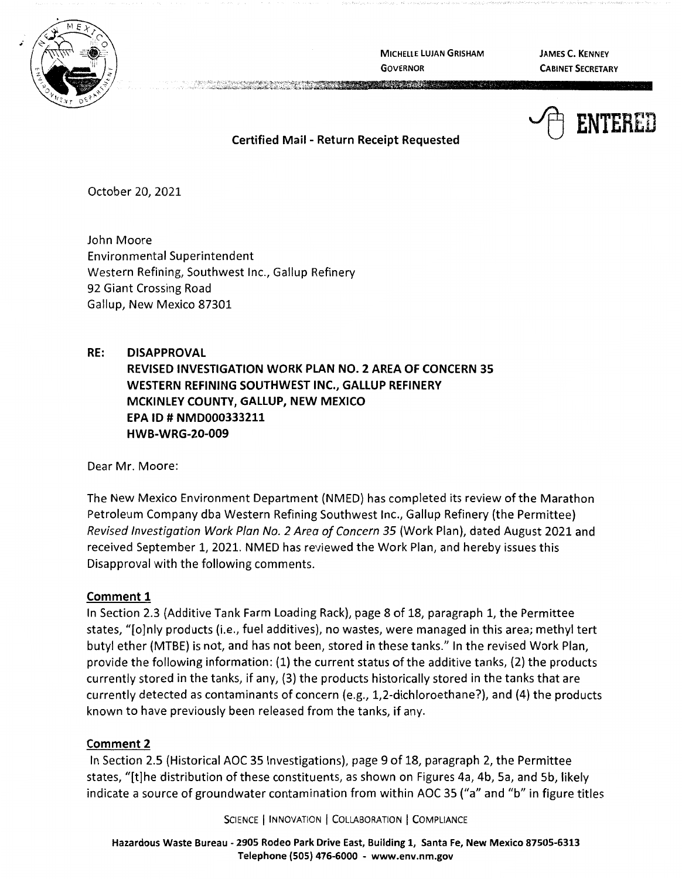MICHELLE LUJAN GRISHAM
GOVERNOR

JAMES C. KENNEY
CABINET SECRETARY

ENTERED

**Certified Mail - Return Receipt Requested**

October 20, 2021

John Moore
Environmental Superintendent
Western Refining, Southwest Inc., Gallup Refinery
92 Giant Crossing Road
Gallup, New Mexico 87301

**RE: DISAPPROVAL
REVISED INVESTIGATION WORK PLAN NO. 2 AREA OF CONCERN 35
WESTERN REFINING SOUTHWEST INC., GALLUP REFINERY
MCKINLEY COUNTY, GALLUP, NEW MEXICO
EPA ID # NMD000333211
HWB-WRG-20-009**

Dear Mr. Moore:

The New Mexico Environment Department (NMED) has completed its review of the Marathon Petroleum Company dba Western Refining Southwest Inc., Gallup Refinery (the Permittee) *Revised Investigation Work Plan No. 2 Area of Concern 35* (Work Plan), dated August 2021 and received September 1, 2021. NMED has reviewed the Work Plan, and hereby issues this Disapproval with the following comments.

**Comment 1**

In Section 2.3 (Additive Tank Farm Loading Rack), page 8 of 18, paragraph 1, the Permittee states, "[o]nly products (i.e., fuel additives), no wastes, were managed in this area; methyl tert butyl ether (MTBE) is not, and has not been, stored in these tanks." In the revised Work Plan, provide the following information: (1) the current status of the additive tanks, (2) the products currently stored in the tanks, if any, (3) the products historically stored in the tanks that are currently detected as contaminants of concern (e.g., 1,2-dichloroethane?), and (4) the products known to have previously been released from the tanks, if any.

**Comment 2**

In Section 2.5 (Historical AOC 35 Investigations), page 9 of 18, paragraph 2, the Permittee states, "[t]he distribution of these constituents, as shown on Figures 4a, 4b, 5a, and 5b, likely indicate a source of groundwater contamination from within AOC 35 ("a" and "b" in figure titles

SCIENCE | INNOVATION | COLLABORATION | COMPLIANCE

Hazardous Waste Bureau - 2905 Rodeo Park Drive East, Building 1, Santa Fe, New Mexico 87505-6313
Telephone (505) 476-6000 - www.env.nm.gov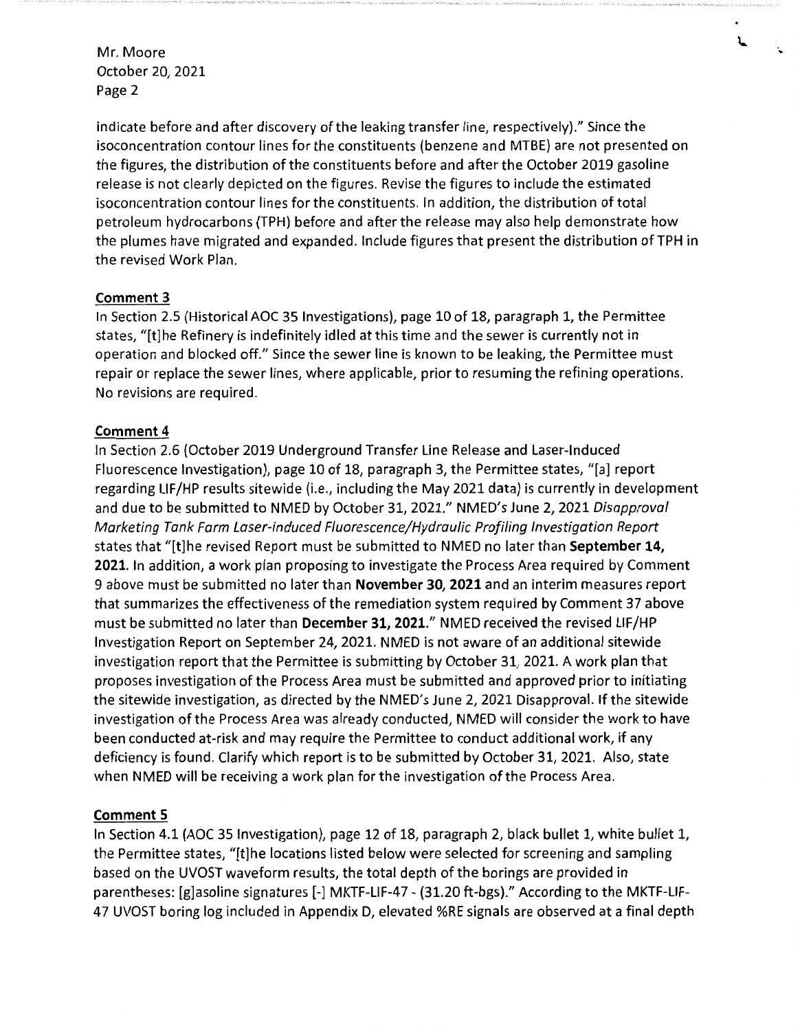indicate before and after discovery of the leaking transfer line, respectively)." Since the isoconcentration contour lines for the constituents (benzene and MTBE) are not presented on the figures, the distribution of the constituents before and after the October 2019 gasoline release is not clearly depicted on the figures. Revise the figures to include the estimated isoconcentration contour lines for the constituents. In addition, the distribution of total petroleum hydrocarbons (TPH) before and after the release may also help demonstrate how the plumes have migrated and expanded. Include figures that present the distribution of TPH in the revised Work Plan.

**Comment 3**

In Section 2.5 (Historical AOC 35 Investigations), page 10 of 18, paragraph 1, the Permittee states, "[t]he Refinery is indefinitely idled at this time and the sewer is currently not in operation and blocked off." Since the sewer line is known to be leaking, the Permittee must repair or replace the sewer lines, where applicable, prior to resuming the refining operations. No revisions are required.

**Comment 4**

In Section 2.6 (October 2019 Underground Transfer Line Release and Laser-Induced Fluorescence Investigation), page 10 of 18, paragraph 3, the Permittee states, "[a] report regarding LIF/HP results sitewide (i.e., including the May 2021 data) is currently in development and due to be submitted to NMED by October 31, 2021." NMED's June 2, 2021 *Disapproval Marketing Tank Farm Laser-induced Fluorescence/Hydraulic Profiling Investigation Report* states that "[t]he revised Report must be submitted to NMED no later than **September 14, 2021.** In addition, a work plan proposing to investigate the Process Area required by Comment 9 above must be submitted no later than **November 30, 2021** and an interim measures report that summarizes the effectiveness of the remediation system required by Comment 37 above must be submitted no later than **December 31, 2021.**" NMED received the revised LIF/HP Investigation Report on September 24, 2021. NMED is not aware of an additional sitewide investigation report that the Permittee is submitting by October 31, 2021. A work plan that proposes investigation of the Process Area must be submitted and approved prior to initiating the sitewide investigation, as directed by the NMED's June 2, 2021 Disapproval. If the sitewide investigation of the Process Area was already conducted, NMED will consider the work to have been conducted at-risk and may require the Permittee to conduct additional work, if any deficiency is found. Clarify which report is to be submitted by October 31, 2021. Also, state when NMED will be receiving a work plan for the investigation of the Process Area.

**Comment 5**

In Section 4.1 (AOC 35 Investigation), page 12 of 18, paragraph 2, black bullet 1, white bullet 1, the Permittee states, "[t]he locations listed below were selected for screening and sampling based on the UVOST waveform results, the total depth of the borings are provided in parentheses: [g]asoline signatures [-] MKTF-LIF-47 - (31.20 ft-bgs)." According to the MKTF-LIF-47 UVOST boring log included in Appendix D, elevated %RE signals are observed at a final depth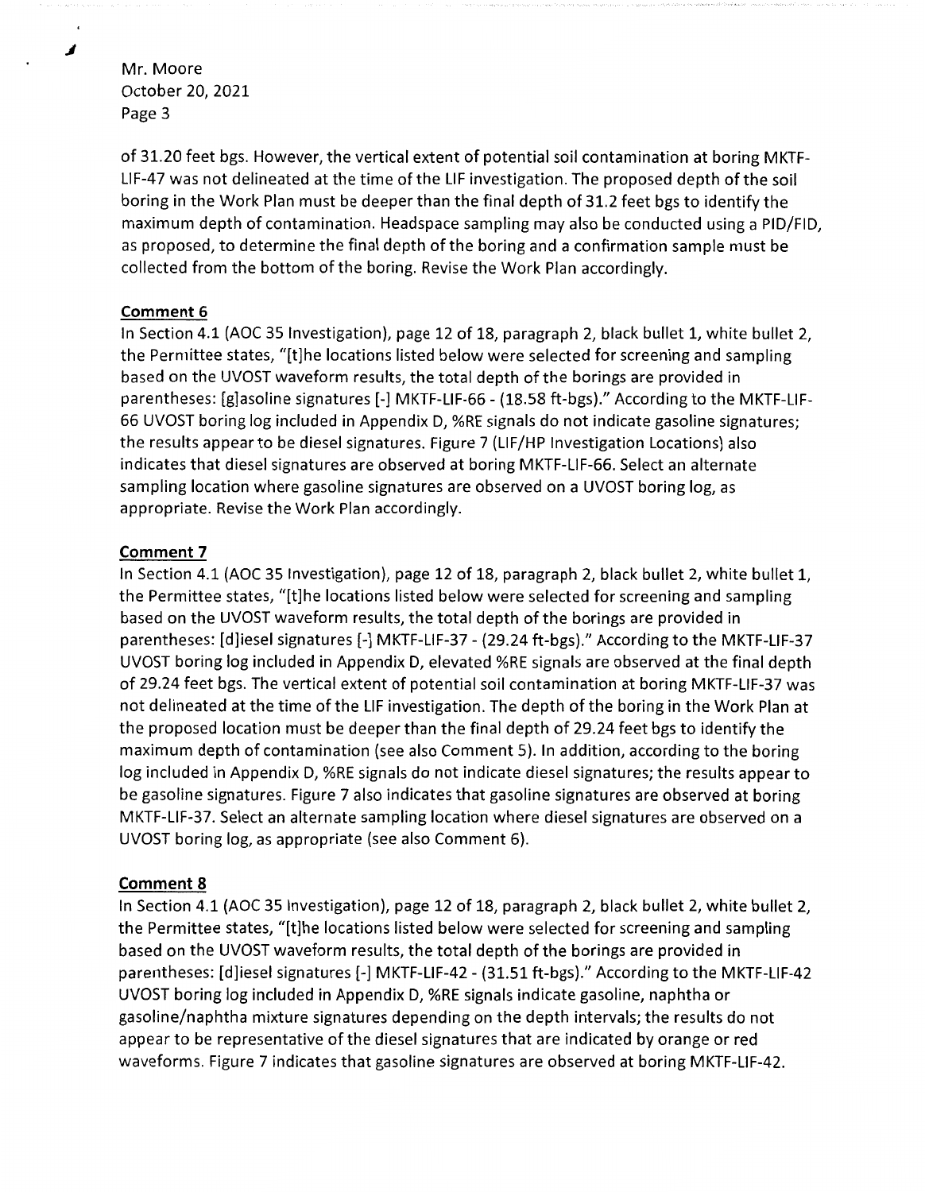of 31.20 feet bgs. However, the vertical extent of potential soil contamination at boring MKTF-LIF-47 was not delineated at the time of the LIF investigation. The proposed depth of the soil boring in the Work Plan must be deeper than the final depth of 31.2 feet bgs to identify the maximum depth of contamination. Headspace sampling may also be conducted using a PID/FID, as proposed, to determine the final depth of the boring and a confirmation sample must be collected from the bottom of the boring. Revise the Work Plan accordingly.

**Comment 6**

In Section 4.1 (AOC 35 Investigation), page 12 of 18, paragraph 2, black bullet 1, white bullet 2, the Permittee states, "[t]he locations listed below were selected for screening and sampling based on the UVOST waveform results, the total depth of the borings are provided in parentheses: [g]asoline signatures [-] MKTF-LIF-66 - (18.58 ft-bgs)." According to the MKTF-LIF-66 UVOST boring log included in Appendix D, %RE signals do not indicate gasoline signatures; the results appear to be diesel signatures. Figure 7 (LIF/HP Investigation Locations) also indicates that diesel signatures are observed at boring MKTF-LIF-66. Select an alternate sampling location where gasoline signatures are observed on a UVOST boring log, as appropriate. Revise the Work Plan accordingly.

**Comment 7**

In Section 4.1 (AOC 35 Investigation), page 12 of 18, paragraph 2, black bullet 2, white bullet 1, the Permittee states, "[t]he locations listed below were selected for screening and sampling based on the UVOST waveform results, the total depth of the borings are provided in parentheses: [d]iesel signatures [-] MKTF-LIF-37 - (29.24 ft-bgs)." According to the MKTF-LIF-37 UVOST boring log included in Appendix D, elevated %RE signals are observed at the final depth of 29.24 feet bgs. The vertical extent of potential soil contamination at boring MKTF-LIF-37 was not delineated at the time of the LIF investigation. The depth of the boring in the Work Plan at the proposed location must be deeper than the final depth of 29.24 feet bgs to identify the maximum depth of contamination (see also Comment 5). In addition, according to the boring log included in Appendix D, %RE signals do not indicate diesel signatures; the results appear to be gasoline signatures. Figure 7 also indicates that gasoline signatures are observed at boring MKTF-LIF-37. Select an alternate sampling location where diesel signatures are observed on a UVOST boring log, as appropriate (see also Comment 6).

**Comment 8**

In Section 4.1 (AOC 35 Investigation), page 12 of 18, paragraph 2, black bullet 2, white bullet 2, the Permittee states, "[t]he locations listed below were selected for screening and sampling based on the UVOST waveform results, the total depth of the borings are provided in parentheses: [d]iesel signatures [-] MKTF-LIF-42 - (31.51 ft-bgs)." According to the MKTF-LIF-42 UVOST boring log included in Appendix D, %RE signals indicate gasoline, naphtha or gasoline/naphtha mixture signatures depending on the depth intervals; the results do not appear to be representative of the diesel signatures that are indicated by orange or red waveforms. Figure 7 indicates that gasoline signatures are observed at boring MKTF-LIF-42.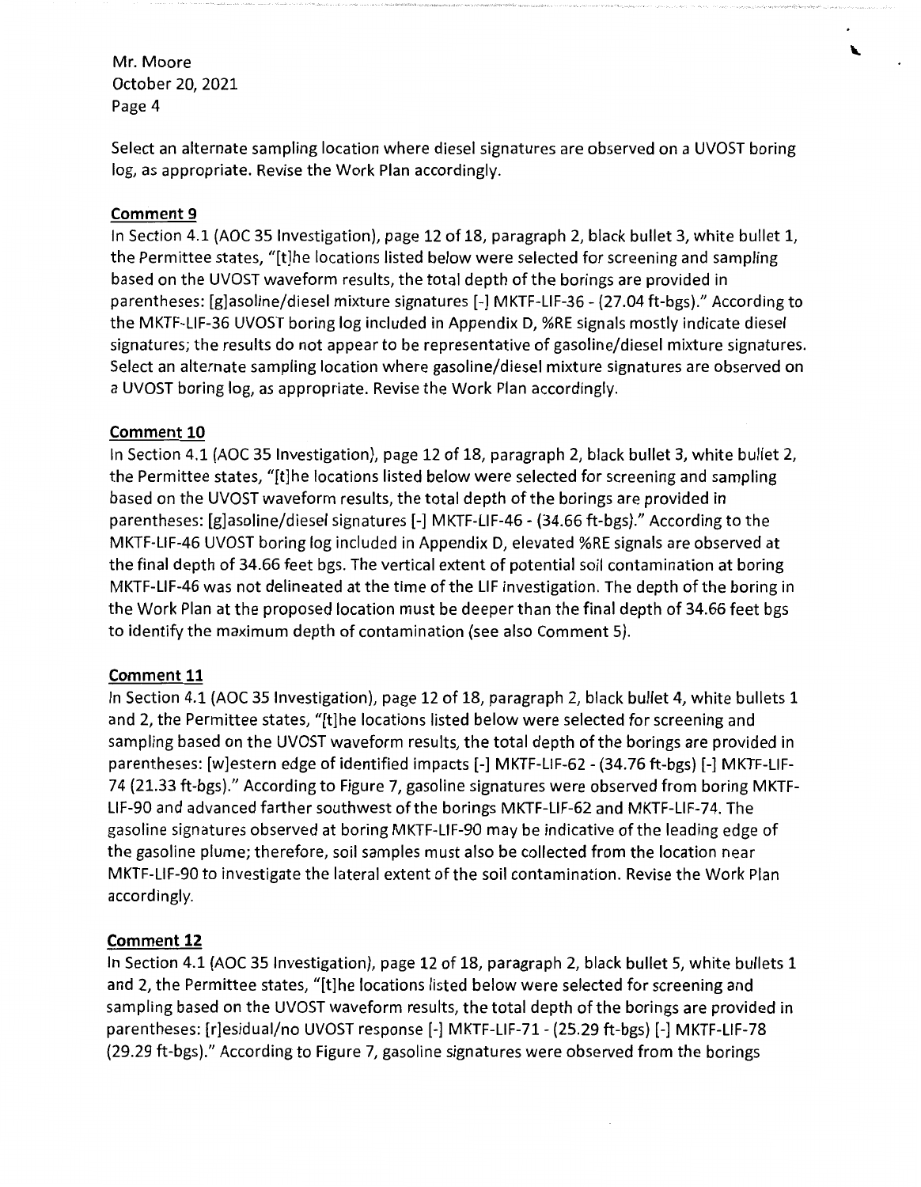Select an alternate sampling location where diesel signatures are observed on a UVOST boring log, as appropriate. Revise the Work Plan accordingly.

**Comment 9**

In Section 4.1 (AOC 35 Investigation), page 12 of 18, paragraph 2, black bullet 3, white bullet 1, the Permittee states, "[t]he locations listed below were selected for screening and sampling based on the UVOST waveform results, the total depth of the borings are provided in parentheses: [g]asoline/diesel mixture signatures [-] MKTF-LIF-36 - (27.04 ft-bgs)." According to the MKTF-LIF-36 UVOST boring log included in Appendix D, %RE signals mostly indicate diesel signatures; the results do not appear to be representative of gasoline/diesel mixture signatures. Select an alternate sampling location where gasoline/diesel mixture signatures are observed on a UVOST boring log, as appropriate. Revise the Work Plan accordingly.

**Comment 10**

In Section 4.1 (AOC 35 Investigation), page 12 of 18, paragraph 2, black bullet 3, white bullet 2, the Permittee states, "[t]he locations listed below were selected for screening and sampling based on the UVOST waveform results, the total depth of the borings are provided in parentheses: [g]asoline/diesel signatures [-] MKTF-LIF-46 - (34.66 ft-bgs)." According to the MKTF-LIF-46 UVOST boring log included in Appendix D, elevated %RE signals are observed at the final depth of 34.66 feet bgs. The vertical extent of potential soil contamination at boring MKTF-LIF-46 was not delineated at the time of the LIF investigation. The depth of the boring in the Work Plan at the proposed location must be deeper than the final depth of 34.66 feet bgs to identify the maximum depth of contamination (see also Comment 5).

**Comment 11**

In Section 4.1 (AOC 35 Investigation), page 12 of 18, paragraph 2, black bullet 4, white bullets 1 and 2, the Permittee states, "[t]he locations listed below were selected for screening and sampling based on the UVOST waveform results, the total depth of the borings are provided in parentheses: [w]estern edge of identified impacts [-] MKTF-LIF-62 - (34.76 ft-bgs) [-] MKTF-LIF-74 (21.33 ft-bgs)." According to Figure 7, gasoline signatures were observed from boring MKTF-LIF-90 and advanced farther southwest of the borings MKTF-LIF-62 and MKTF-LIF-74. The gasoline signatures observed at boring MKTF-LIF-90 may be indicative of the leading edge of the gasoline plume; therefore, soil samples must also be collected from the location near MKTF-LIF-90 to investigate the lateral extent of the soil contamination. Revise the Work Plan accordingly.

**Comment 12**

In Section 4.1 (AOC 35 Investigation), page 12 of 18, paragraph 2, black bullet 5, white bullets 1 and 2, the Permittee states, "[t]he locations listed below were selected for screening and sampling based on the UVOST waveform results, the total depth of the borings are provided in parentheses: [r]esidual/no UVOST response [-] MKTF-LIF-71 - (25.29 ft-bgs) [-] MKTF-LIF-78 (29.29 ft-bgs)." According to Figure 7, gasoline signatures were observed from the borings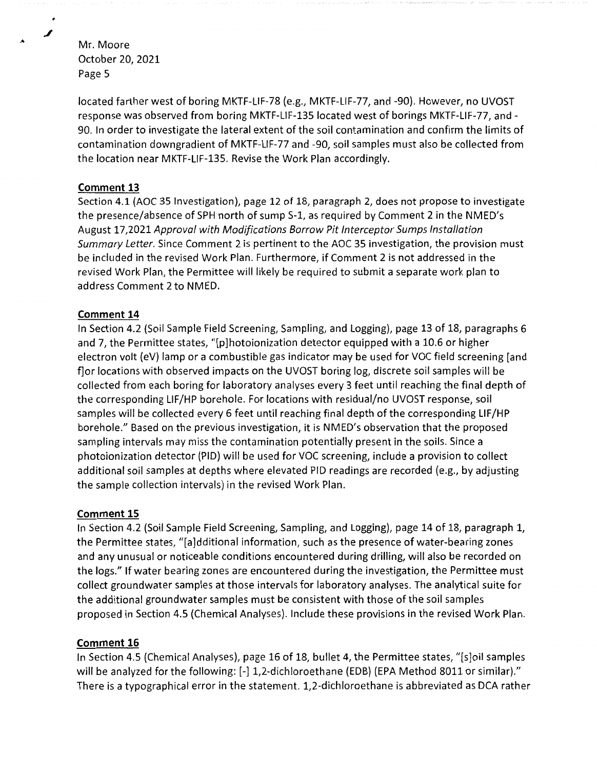located farther west of boring MKTF-LIF-78 (e.g., MKTF-LIF-77, and -90). However, no UVOST response was observed from boring MKTF-LIF-135 located west of borings MKTF-LIF-77, and -90. In order to investigate the lateral extent of the soil contamination and confirm the limits of contamination downgradient of MKTF-LIF-77 and -90, soil samples must also be collected from the location near MKTF-LIF-135. Revise the Work Plan accordingly.

### Comment 13

Section 4.1 (AOC 35 Investigation), page 12 of 18, paragraph 2, does not propose to investigate the presence/absence of SPH north of sump S-1, as required by Comment 2 in the NMED's August 17,2021 *Approval with Modifications Borrow Pit Interceptor Sumps Installation Summary Letter*. Since Comment 2 is pertinent to the AOC 35 investigation, the provision must be included in the revised Work Plan. Furthermore, if Comment 2 is not addressed in the revised Work Plan, the Permittee will likely be required to submit a separate work plan to address Comment 2 to NMED.

### Comment 14

In Section 4.2 (Soil Sample Field Screening, Sampling, and Logging), page 13 of 18, paragraphs 6 and 7, the Permittee states, "[p]hotoionization detector equipped with a 10.6 or higher electron volt (eV) lamp or a combustible gas indicator may be used for VOC field screening [and f]or locations with observed impacts on the UVOST boring log, discrete soil samples will be collected from each boring for laboratory analyses every 3 feet until reaching the final depth of the corresponding LIF/HP borehole. For locations with residual/no UVOST response, soil samples will be collected every 6 feet until reaching final depth of the corresponding LIF/HP borehole." Based on the previous investigation, it is NMED's observation that the proposed sampling intervals may miss the contamination potentially present in the soils. Since a photoionization detector (PID) will be used for VOC screening, include a provision to collect additional soil samples at depths where elevated PID readings are recorded (e.g., by adjusting the sample collection intervals) in the revised Work Plan.

### Comment 15

In Section 4.2 (Soil Sample Field Screening, Sampling, and Logging), page 14 of 18, paragraph 1, the Permittee states, "[a]dditional information, such as the presence of water-bearing zones and any unusual or noticeable conditions encountered during drilling, will also be recorded on the logs." If water bearing zones are encountered during the investigation, the Permittee must collect groundwater samples at those intervals for laboratory analyses. The analytical suite for the additional groundwater samples must be consistent with those of the soil samples proposed in Section 4.5 (Chemical Analyses). Include these provisions in the revised Work Plan.

### Comment 16

In Section 4.5 (Chemical Analyses), page 16 of 18, bullet 4, the Permittee states, "[s]oil samples will be analyzed for the following: [-] 1,2-dichloroethane (EDB) (EPA Method 8011 or similar)." There is a typographical error in the statement. 1,2-dichloroethane is abbreviated as DCA rather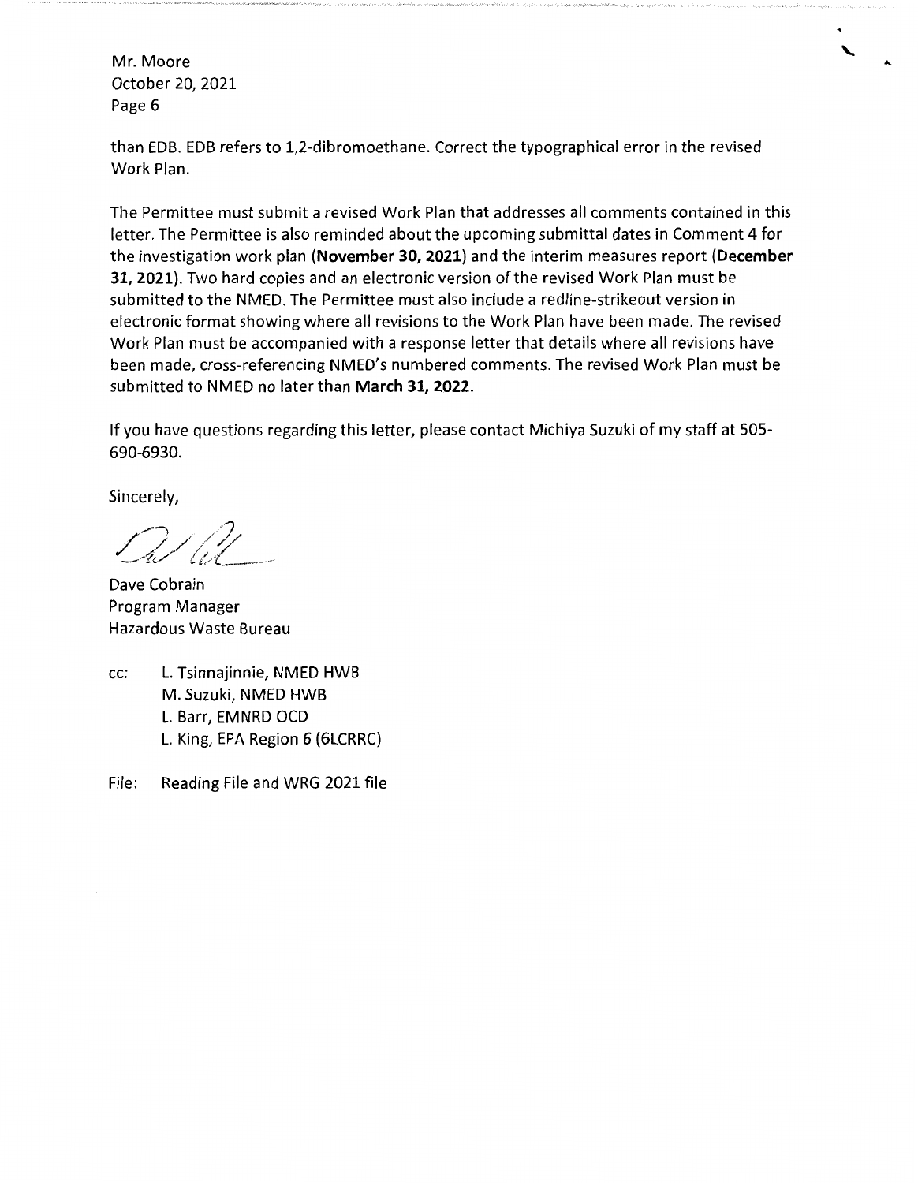than EDB. EDB refers to 1,2-dibromoethane. Correct the typographical error in the revised Work Plan.

The Permittee must submit a revised Work Plan that addresses all comments contained in this letter. The Permittee is also reminded about the upcoming submittal dates in Comment 4 for the investigation work plan (**November 30, 2021**) and the interim measures report (**December 31, 2021**). Two hard copies and an electronic version of the revised Work Plan must be submitted to the NMED. The Permittee must also include a redline-strikeout version in electronic format showing where all revisions to the Work Plan have been made. The revised Work Plan must be accompanied with a response letter that details where all revisions have been made, cross-referencing NMED's numbered comments. The revised Work Plan must be submitted to NMED no later than **March 31, 2022**.

If you have questions regarding this letter, please contact Michiya Suzuki of my staff at 505-690-6930.

Sincerely,

Dave Cobrain
Program Manager
Hazardous Waste Bureau

cc: L. Tsinnajinnie, NMED HWB
M. Suzuki, NMED HWB
L. Barr, EMNRD OCD
L. King, EPA Region 6 (6LCRRC)

File: Reading File and WRG 2021 file